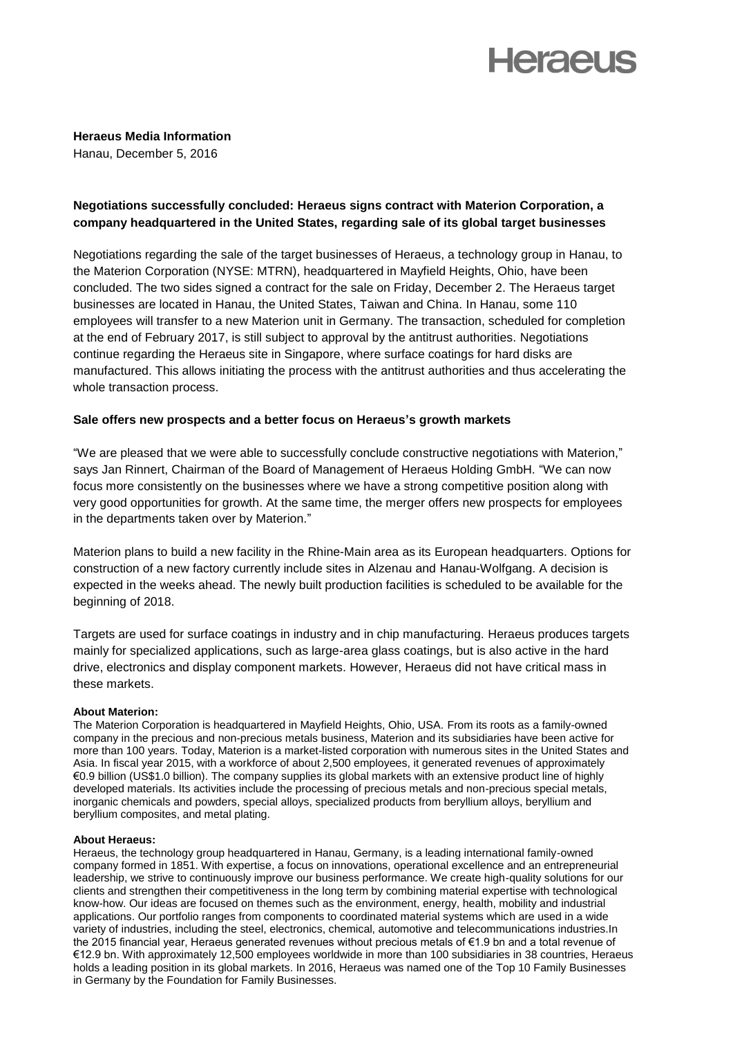Heraeus

**Heraeus Media Information**
Hanau, December 5, 2016

## Negotiations successfully concluded: Heraeus signs contract with Materion Corporation, a company headquartered in the United States, regarding sale of its global target businesses

Negotiations regarding the sale of the target businesses of Heraeus, a technology group in Hanau, to the Materion Corporation (NYSE: MTRN), headquartered in Mayfield Heights, Ohio, have been concluded. The two sides signed a contract for the sale on Friday, December 2. The Heraeus target businesses are located in Hanau, the United States, Taiwan and China. In Hanau, some 110 employees will transfer to a new Materion unit in Germany. The transaction, scheduled for completion at the end of February 2017, is still subject to approval by the antitrust authorities. Negotiations continue regarding the Heraeus site in Singapore, where surface coatings for hard disks are manufactured. This allows initiating the process with the antitrust authorities and thus accelerating the whole transaction process.

### Sale offers new prospects and a better focus on Heraeus's growth markets

"We are pleased that we were able to successfully conclude constructive negotiations with Materion," says Jan Rinnert, Chairman of the Board of Management of Heraeus Holding GmbH. "We can now focus more consistently on the businesses where we have a strong competitive position along with very good opportunities for growth. At the same time, the merger offers new prospects for employees in the departments taken over by Materion."

Materion plans to build a new facility in the Rhine-Main area as its European headquarters. Options for construction of a new factory currently include sites in Alzenau and Hanau-Wolfgang. A decision is expected in the weeks ahead. The newly built production facilities is scheduled to be available for the beginning of 2018.

Targets are used for surface coatings in industry and in chip manufacturing. Heraeus produces targets mainly for specialized applications, such as large-area glass coatings, but is also active in the hard drive, electronics and display component markets. However, Heraeus did not have critical mass in these markets.

**About Materion:**
The Materion Corporation is headquartered in Mayfield Heights, Ohio, USA. From its roots as a family-owned company in the precious and non-precious metals business, Materion and its subsidiaries have been active for more than 100 years. Today, Materion is a market-listed corporation with numerous sites in the United States and Asia. In fiscal year 2015, with a workforce of about 2,500 employees, it generated revenues of approximately €0.9 billion (US$1.0 billion). The company supplies its global markets with an extensive product line of highly developed materials. Its activities include the processing of precious metals and non-precious special metals, inorganic chemicals and powders, special alloys, specialized products from beryllium alloys, beryllium and beryllium composites, and metal plating.

**About Heraeus:**
Heraeus, the technology group headquartered in Hanau, Germany, is a leading international family-owned company formed in 1851. With expertise, a focus on innovations, operational excellence and an entrepreneurial leadership, we strive to continuously improve our business performance. We create high-quality solutions for our clients and strengthen their competitiveness in the long term by combining material expertise with technological know-how. Our ideas are focused on themes such as the environment, energy, health, mobility and industrial applications. Our portfolio ranges from components to coordinated material systems which are used in a wide variety of industries, including the steel, electronics, chemical, automotive and telecommunications industries.In the 2015 financial year, Heraeus generated revenues without precious metals of €1.9 bn and a total revenue of €12.9 bn. With approximately 12,500 employees worldwide in more than 100 subsidiaries in 38 countries, Heraeus holds a leading position in its global markets. In 2016, Heraeus was named one of the Top 10 Family Businesses in Germany by the Foundation for Family Businesses.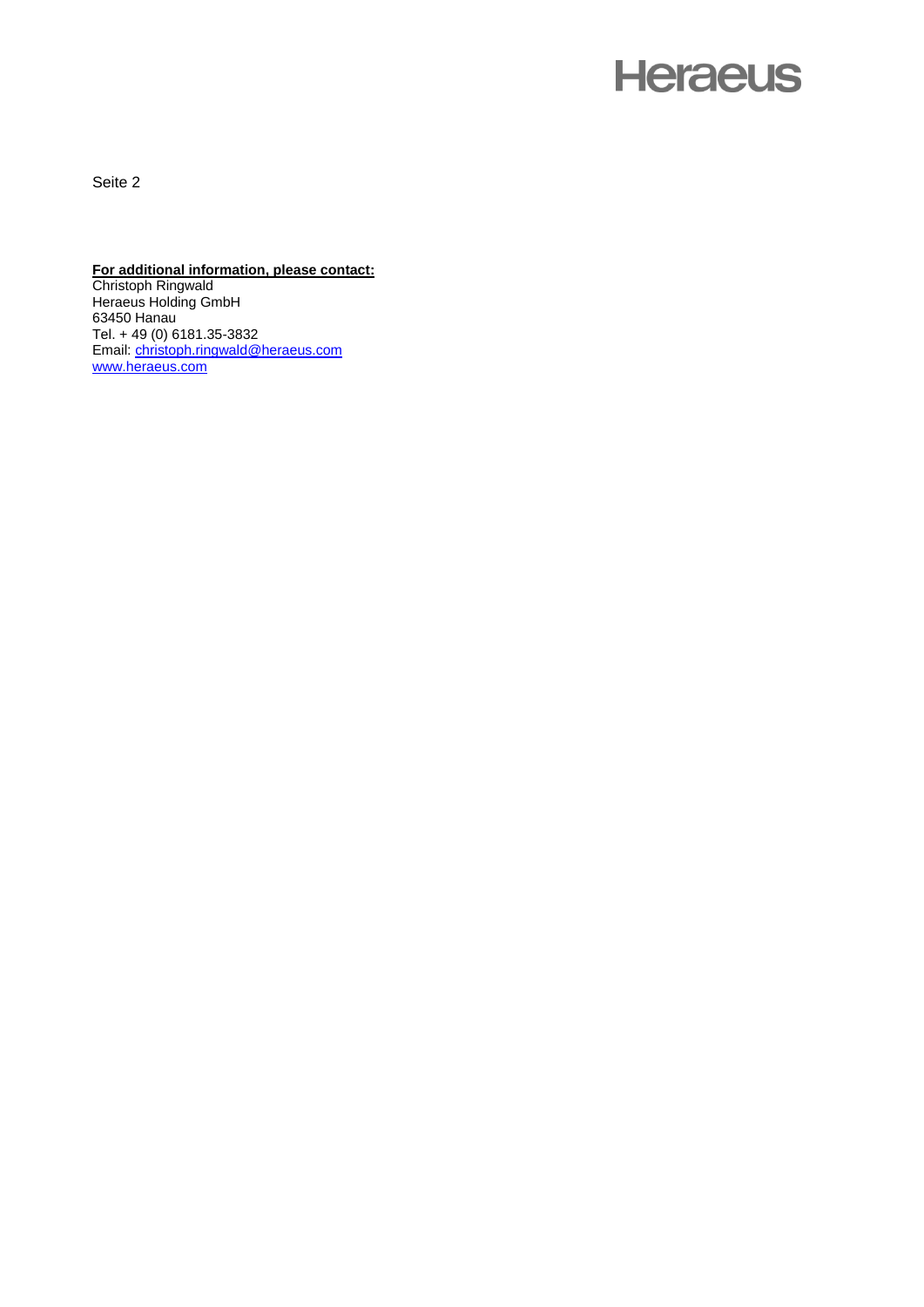**For additional information, please contact:**
Christoph Ringwald
Heraeus Holding GmbH
63450 Hanau
Tel. + 49 (0) 6181.35-3832
Email: christoph.ringwald@heraeus.com
www.heraeus.com